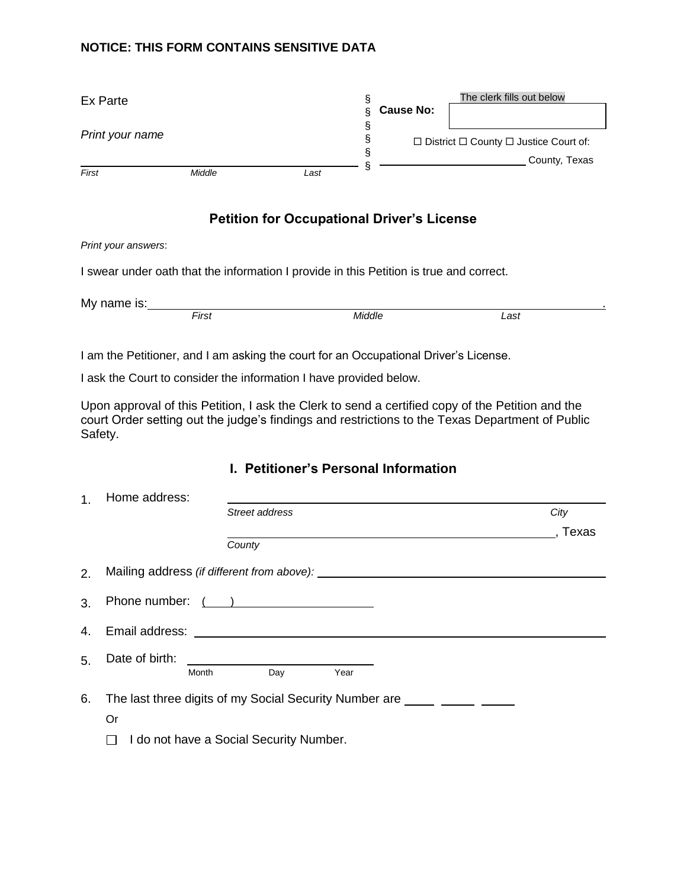**NOTICE: THIS FORM CONTAINS SENSITIVE DATA**

| | | | |
|---|---|---|---|
| Ex Parte | § | **Cause No:** | The clerk fills out below |
| | § | | |
| *Print your name* | § | ☐ District ☐ County ☐ Justice Court of: | |
| | § | | |
| ______________________________ | § | ______________________ County, Texas | |
| *First* *Middle* *Last* | § | | |

## Petition for Occupational Driver's License

*Print your answers*:

I swear under oath that the information I provide in this Petition is true and correct.

My name is: ______________________________________________.
*First* *Middle* *Last*

I am the Petitioner, and I am asking the court for an Occupational Driver's License.

I ask the Court to consider the information I have provided below.

Upon approval of this Petition, I ask the Clerk to send a certified copy of the Petition and the court Order setting out the judge's findings and restrictions to the Texas Department of Public Safety.

### I. Petitioner's Personal Information

1. Home address: ______________________________________________
   *Street address* *City*
   ______________________________________________, Texas
   *County*

2. Mapping address *(if different from above):* ______________________________

3. Phone number: ( ) ______________________

4. Email address: ______________________________________________

5. Date of birth: ______________________
   *Month* *Day* *Year*

6. The last three digits of my Social Security Number are ____ ____ ____

   Or

   ☐ I do not have a Social Security Number.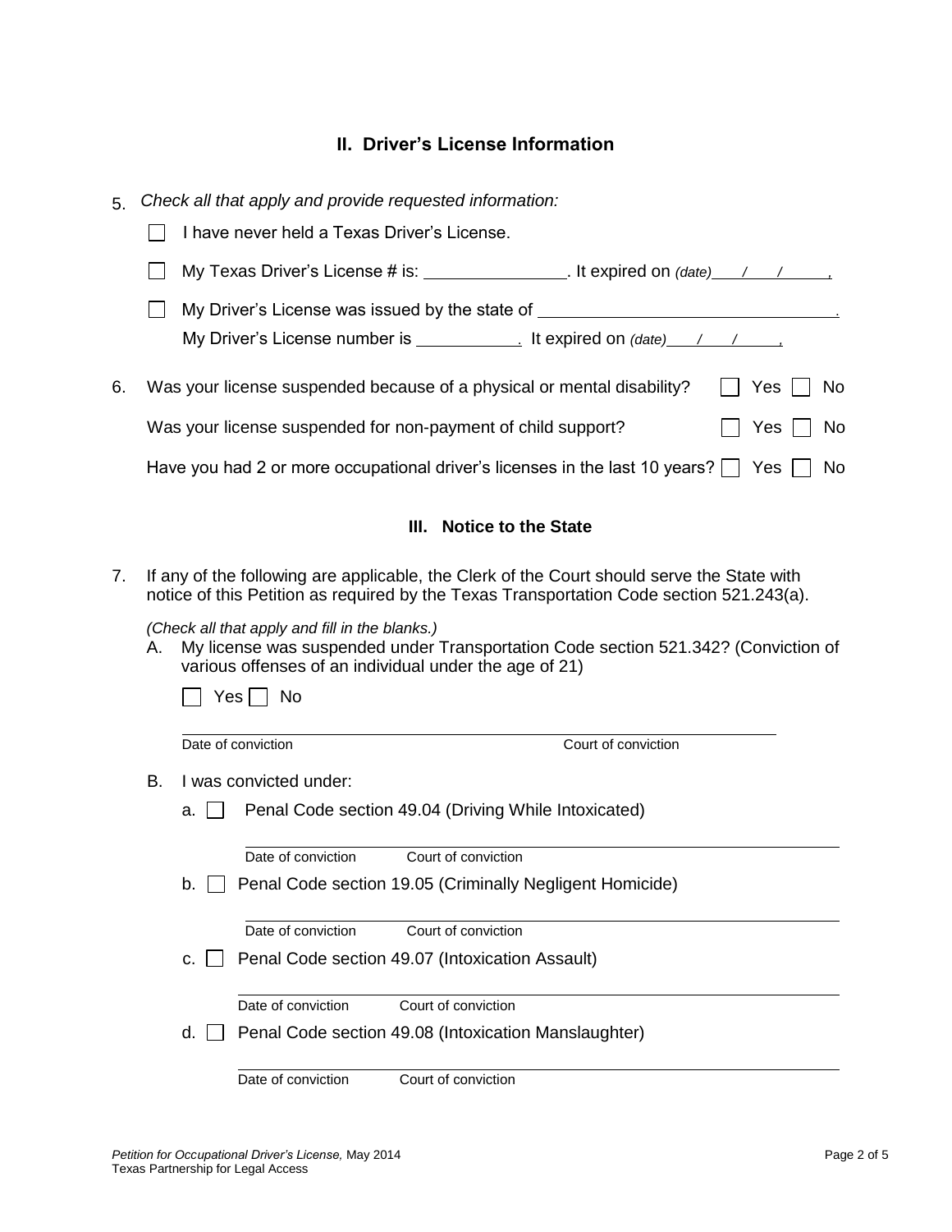## II. Driver's License Information

5. *Check all that apply and provide requested information:*

   ☐ I have never held a Texas Driver's License.

   ☐ My Texas Driver's License # is: ________________. It expired on *(date)* ___/___/_____.

   ☐ My Driver's License was issued by the state of ________________________________.
   My Driver's License number is ____________. It expired on *(date)* ___/___/_____.

6. Was your license suspended because of a physical or mental disability? ☐ Yes ☐ No

   Was your license suspended for non-payment of child support? ☐ Yes ☐ No

   Have you had 2 or more occupational driver's licenses in the last 10 years? ☐ Yes ☐ No

## III. Notice to the State

7. If any of the following are applicable, the Clerk of the Court should serve the State with notice of this Petition as required by the Texas Transportation Code section 521.243(a).

   *(Check all that apply and fill in the blanks.)*

   A. My license was suspended under Transportation Code section 521.342? (Conviction of various offenses of an individual under the age of 21)

      ☐ Yes ☐ No

      ______________________________________________________________
      Date of conviction Court of conviction

   B. I was convicted under:

      a. ☐ Penal Code section 49.04 (Driving While Intoxicated)

      ______________________________________________________________
      Date of conviction Court of conviction

      b. ☐ Penal Code section 19.05 (Criminally Negligent Homicide)

      ______________________________________________________________
      Date of conviction Court of conviction

      c. ☐ Penal Code section 49.07 (Intoxication Assault)

      ______________________________________________________________
      Date of conviction Court of conviction

      d. ☐ Penal Code section 49.08 (Intoxication Manslaughter)

      ______________________________________________________________
      Date of conviction Court of conviction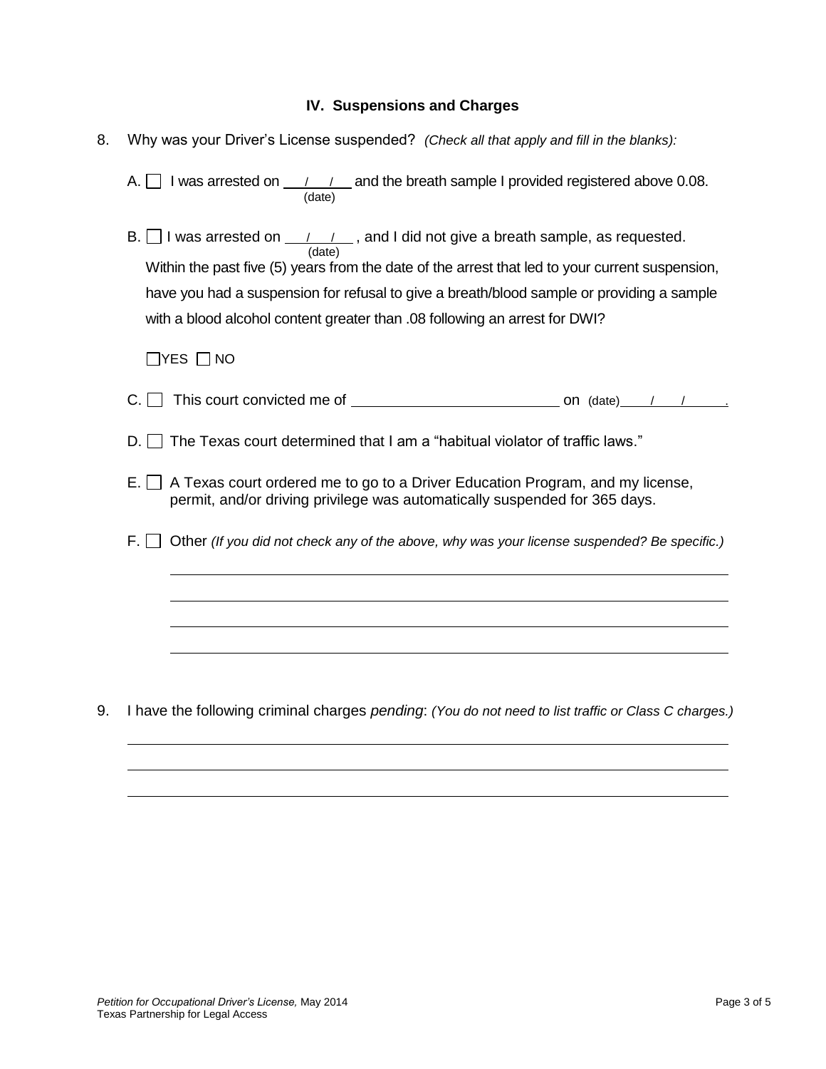## IV. Suspensions and Charges

8. Why was your Driver's License suspended? *(Check all that apply and fill in the blanks):*

   A. ☐ I was arrested on \_\_\_/\_\_\_/\_\_\_ (date) and the breath sample I provided registered above 0.08.

   B. ☐ I was arrested on \_\_\_/\_\_\_/\_\_\_ (date), and I did not give a breath sample, as requested.
   Within the past five (5) years from the date of the arrest that led to your current suspension, have you had a suspension for refusal to give a breath/blood sample or providing a sample with a blood alcohol content greater than .08 following an arrest for DWI?

   ☐ YES ☐ NO

   C. ☐ This court convicted me of \_\_\_\_\_\_\_\_\_\_\_\_\_\_\_\_\_\_\_\_\_\_\_\_\_\_ on (date) \_\_\_/\_\_\_/\_\_\_.

   D. ☐ The Texas court determined that I am a "habitual violator of traffic laws."

   E. ☐ A Texas court ordered me to go to a Driver Education Program, and my license, permit, and/or driving privilege was automatically suspended for 365 days.

   F. ☐ Other *(If you did not check any of the above, why was your license suspended? Be specific.)*

   \_\_\_\_\_\_\_\_\_\_\_\_\_\_\_\_\_\_\_\_\_\_\_\_\_\_\_\_\_\_\_\_\_\_\_\_\_\_\_\_\_\_\_\_\_\_\_\_\_\_\_\_\_\_\_\_\_\_\_\_

   \_\_\_\_\_\_\_\_\_\_\_\_\_\_\_\_\_\_\_\_\_\_\_\_\_\_\_\_\_\_\_\_\_\_\_\_\_\_\_\_\_\_\_\_\_\_\_\_\_\_\_\_\_\_\_\_\_\_\_\_

   \_\_\_\_\_\_\_\_\_\_\_\_\_\_\_\_\_\_\_\_\_\_\_\_\_\_\_\_\_\_\_\_\_\_\_\_\_\_\_\_\_\_\_\_\_\_\_\_\_\_\_\_\_\_\_\_\_\_\_\_

   \_\_\_\_\_\_\_\_\_\_\_\_\_\_\_\_\_\_\_\_\_\_\_\_\_\_\_\_\_\_\_\_\_\_\_\_\_\_\_\_\_\_\_\_\_\_\_\_\_\_\_\_\_\_\_\_\_\_\_\_

9. I have the following criminal charges *pending*: *(You do not need to list traffic or Class C charges.)*

   \_\_\_\_\_\_\_\_\_\_\_\_\_\_\_\_\_\_\_\_\_\_\_\_\_\_\_\_\_\_\_\_\_\_\_\_\_\_\_\_\_\_\_\_\_\_\_\_\_\_\_\_\_\_\_\_\_\_\_\_

   \_\_\_\_\_\_\_\_\_\_\_\_\_\_\_\_\_\_\_\_\_\_\_\_\_\_\_\_\_\_\_\_\_\_\_\_\_\_\_\_\_\_\_\_\_\_\_\_\_\_\_\_\_\_\_\_\_\_\_\_

   \_\_\_\_\_\_\_\_\_\_\_\_\_\_\_\_\_\_\_\_\_\_\_\_\_\_\_\_\_\_\_\_\_\_\_\_\_\_\_\_\_\_\_\_\_\_\_\_\_\_\_\_\_\_\_\_\_\_\_\_

*Petition for Occupational Driver's License,* May 2014
Texas Partnership for Legal Access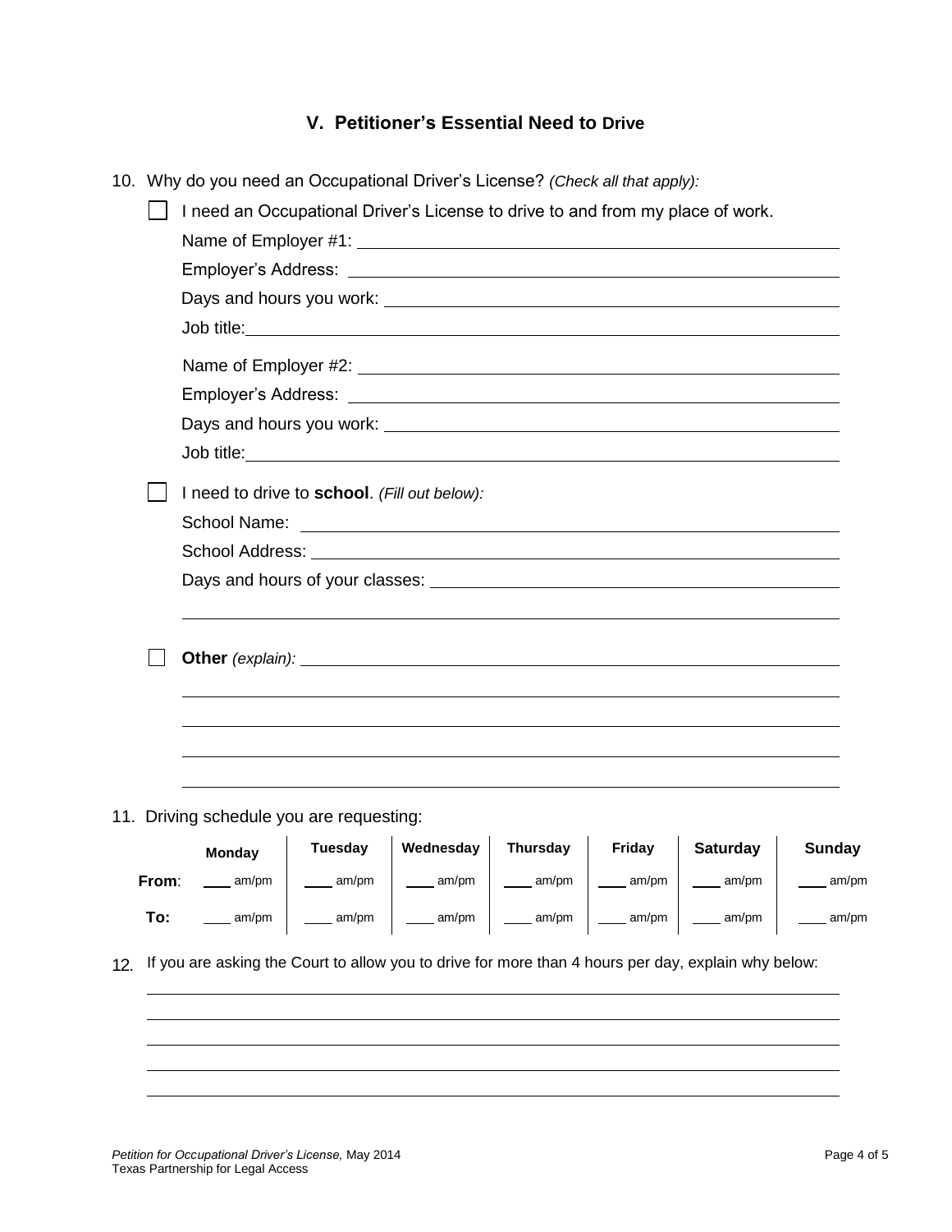## V. Petitioner's Essential Need to Drive

10. Why do you need an Occupational Driver's License? *(Check all that apply):*

☐ I need an Occupational Driver's License to drive to and from my place of work.

Name of Employer #1: ______________________________

Employer's Address: ______________________________

Days and hours you work: ______________________________

Job title: ______________________________

Name of Employer #2: ______________________________

Employer's Address: ______________________________

Days and hours you work: ______________________________

Job title: ______________________________

☐ I need to drive to **school**. *(Fill out below):*

School Name: ______________________________

School Address: ______________________________

Days and hours of your classes: ______________________________

______________________________

☐ **Other** *(explain):* ______________________________

______________________________

______________________________

______________________________

______________________________

11. Driving schedule you are requesting:

| | Monday | Tuesday | Wednesday | Thursday | Friday | Saturday | Sunday |
|---|---|---|---|---|---|---|---|
| **From**: | ____ am/pm | ____ am/pm | ____ am/pm | ____ am/pm | ____ am/pm | ____ am/pm | ____ am/pm |
| **To:** | ____ am/pm | ____ am/pm | ____ am/pm | ____ am/pm | ____ am/pm | ____ am/pm | ____ am/pm |

12. If you are asking the Court to allow you to drive for more than 4 hours per day, explain why below:

______________________________

______________________________

______________________________

______________________________

______________________________

*Petition for Occupational Driver's License,* May 2014
Texas Partnership for Legal Access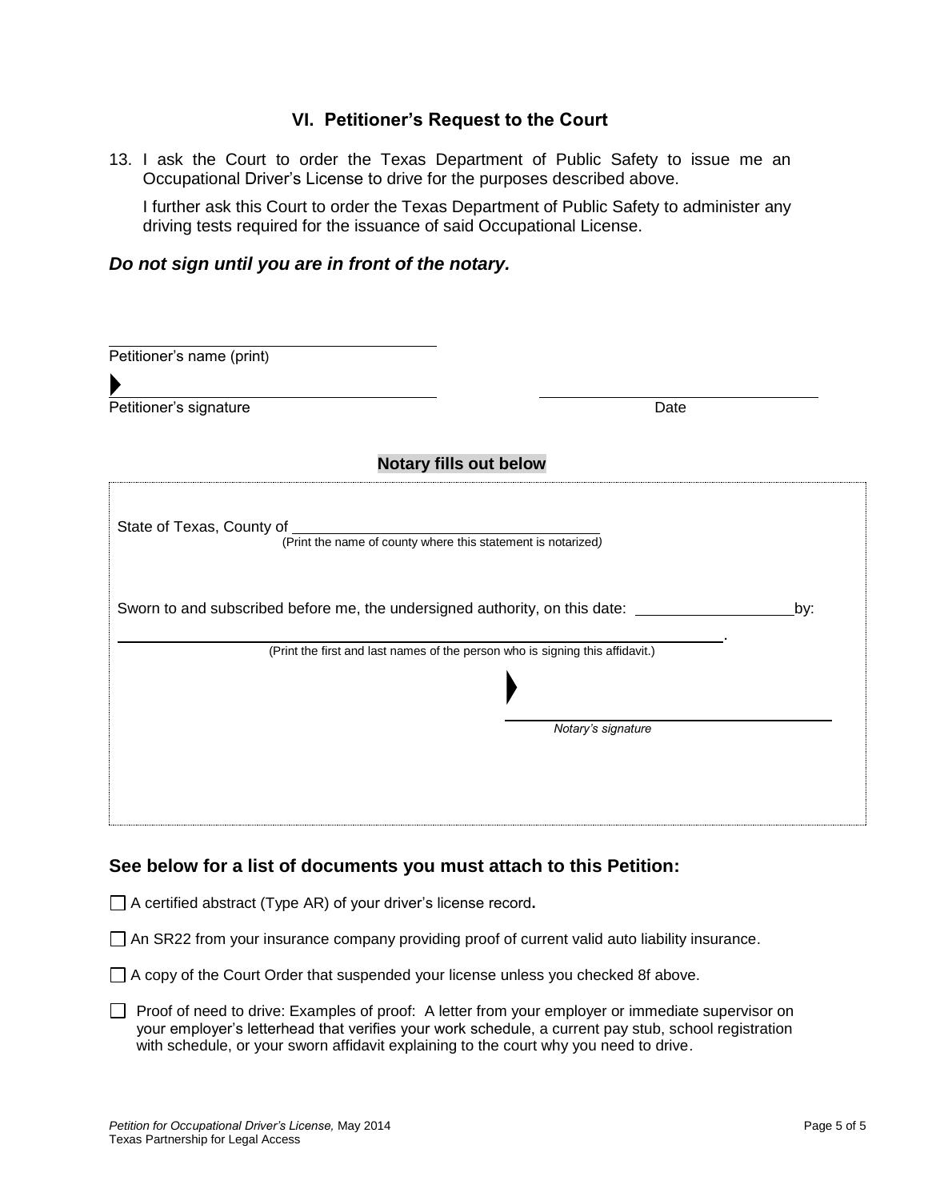## VI. Petitioner's Request to the Court

13. I ask the Court to order the Texas Department of Public Safety to issue me an Occupational Driver's License to drive for the purposes described above.

    I further ask this Court to order the Texas Department of Public Safety to administer any driving tests required for the issuance of said Occupational License.

***Do not sign until you are in front of the notary.***

\_\_\_\_\_\_\_\_\_\_\_\_\_\_\_\_\_\_\_\_\_\_\_\_\_\_\_\_\_\_\_\_\_\_\_\_
Petitioner's name (print)

▶\_\_\_\_\_\_\_\_\_\_\_\_\_\_\_\_\_\_\_\_\_\_\_\_\_\_\_\_\_\_\_\_\_\_\_ \_\_\_\_\_\_\_\_\_\_\_\_\_\_\_\_\_\_\_\_\_\_\_\_\_\_\_\_\_\_
Petitioner's signature Date

**Notary fills out below**

State of Texas, County of \_\_\_\_\_\_\_\_\_\_\_\_\_\_\_\_\_\_\_\_\_\_\_\_\_\_\_\_\_\_\_\_\_\_
(Print the name of county where this statement is notarized)

Sworn to and subscribed before me, the undersigned authority, on this date: \_\_\_\_\_\_\_\_\_\_\_\_\_\_\_\_\_by:

\_\_\_\_\_\_\_\_\_\_\_\_\_\_\_\_\_\_\_\_\_\_\_\_\_\_\_\_\_\_\_\_\_\_\_\_\_\_\_\_\_\_\_\_\_\_\_\_\_\_\_\_\_\_\_\_\_\_\_\_\_\_.
(Print the first and last names of the person who is signing this affidavit.)

▶\_\_\_\_\_\_\_\_\_\_\_\_\_\_\_\_\_\_\_\_\_\_\_\_\_\_\_\_\_\_\_\_\_\_\_
*Notary's signature*

### See below for a list of documents you must attach to this Petition:

- ☐ A certified abstract (Type AR) of your driver's license record**.**
- ☐ An SR22 from your insurance company providing proof of current valid auto liability insurance.
- ☐ A copy of the Court Order that suspended your license unless you checked 8f above.
- ☐ Proof of need to drive: Examples of proof: A letter from your employer or immediate supervisor on your employer's letterhead that verifies your work schedule, a current pay stub, school registration with schedule, or your sworn affidavit explaining to the court why you need to drive.